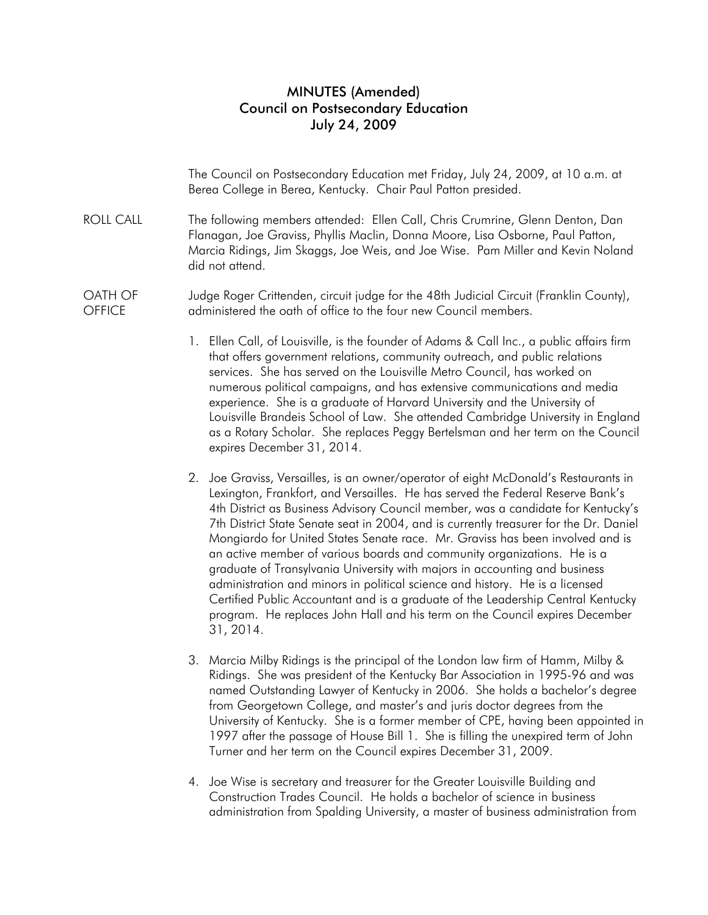# MINUTES (Amended)
## Council on Postsecondary Education
## July 24, 2009

The Council on Postsecondary Education met Friday, July 24, 2009, at 10 a.m. at Berea College in Berea, Kentucky. Chair Paul Patton presided.

**ROLL CALL**

The following members attended: Ellen Call, Chris Crumrine, Glenn Denton, Dan Flanagan, Joe Graviss, Phyllis Maclin, Donna Moore, Lisa Osborne, Paul Patton, Marcia Ridings, Jim Skaggs, Joe Weis, and Joe Wise. Pam Miller and Kevin Noland did not attend.

**OATH OF OFFICE**

Judge Roger Crittenden, circuit judge for the 48th Judicial Circuit (Franklin County), administered the oath of office to the four new Council members.

1. Ellen Call, of Louisville, is the founder of Adams & Call Inc., a public affairs firm that offers government relations, community outreach, and public relations services. She has served on the Louisville Metro Council, has worked on numerous political campaigns, and has extensive communications and media experience. She is a graduate of Harvard University and the University of Louisville Brandeis School of Law. She attended Cambridge University in England as a Rotary Scholar. She replaces Peggy Bertelsman and her term on the Council expires December 31, 2014.

2. Joe Graviss, Versailles, is an owner/operator of eight McDonald's Restaurants in Lexington, Frankfort, and Versailles. He has served the Federal Reserve Bank's 4th District as Business Advisory Council member, was a candidate for Kentucky's 7th District State Senate seat in 2004, and is currently treasurer for the Dr. Daniel Mongiardo for United States Senate race. Mr. Graviss has been involved and is an active member of various boards and community organizations. He is a graduate of Transylvania University with majors in accounting and business administration and minors in political science and history. He is a licensed Certified Public Accountant and is a graduate of the Leadership Central Kentucky program. He replaces John Hall and his term on the Council expires December 31, 2014.

3. Marcia Milby Ridings is the principal of the London law firm of Hamm, Milby & Ridings. She was president of the Kentucky Bar Association in 1995-96 and was named Outstanding Lawyer of Kentucky in 2006. She holds a bachelor's degree from Georgetown College, and master's and juris doctor degrees from the University of Kentucky. She is a former member of CPE, having been appointed in 1997 after the passage of House Bill 1. She is filling the unexpired term of John Turner and her term on the Council expires December 31, 2009.

4. Joe Wise is secretary and treasurer for the Greater Louisville Building and Construction Trades Council. He holds a bachelor of science in business administration from Spalding University, a master of business administration from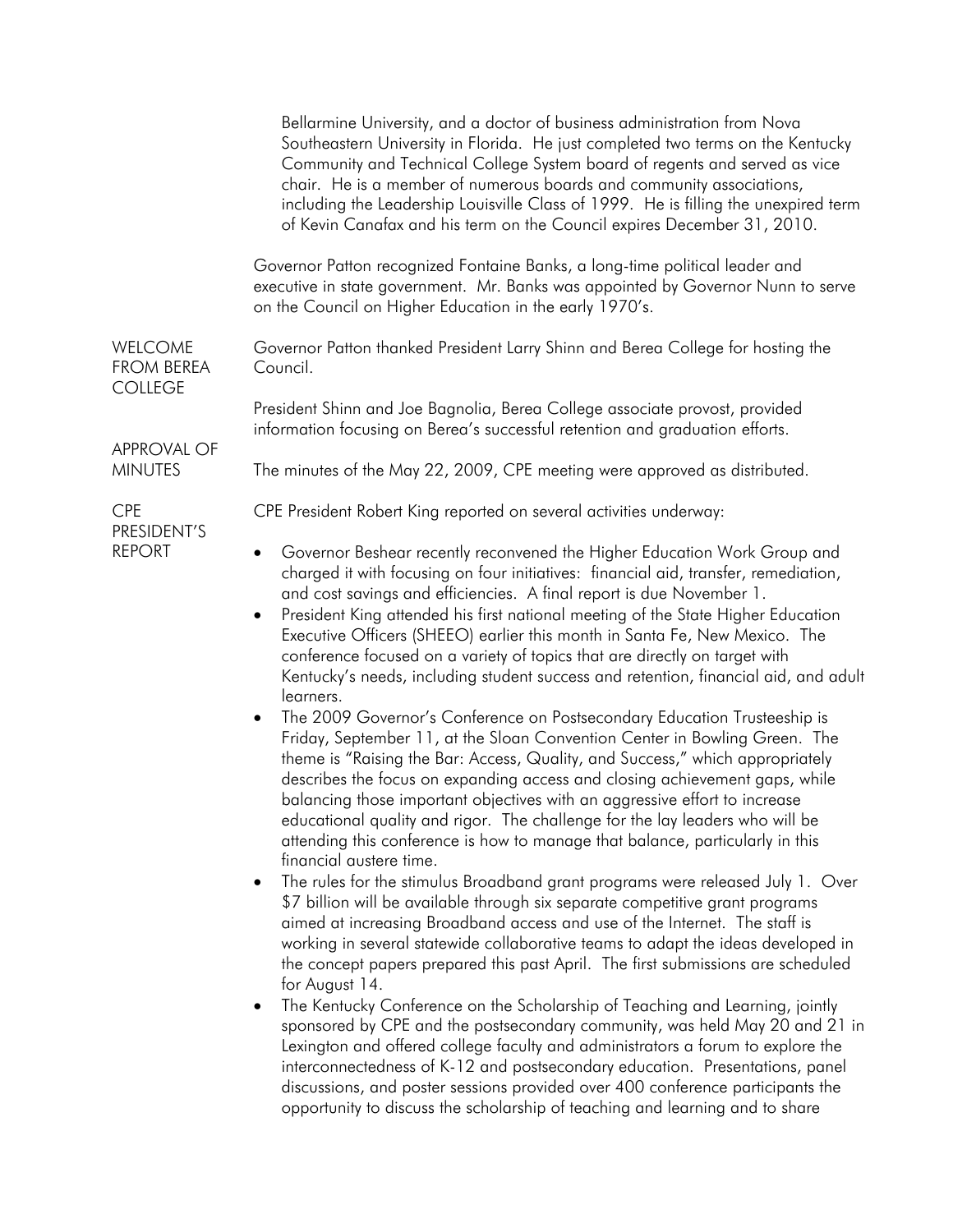Bellarmine University, and a doctor of business administration from Nova Southeastern University in Florida. He just completed two terms on the Kentucky Community and Technical College System board of regents and served as vice chair. He is a member of numerous boards and community associations, including the Leadership Louisville Class of 1999. He is filling the unexpired term of Kevin Canafax and his term on the Council expires December 31, 2010.

Governor Patton recognized Fontaine Banks, a long-time political leader and executive in state government. Mr. Banks was appointed by Governor Nunn to serve on the Council on Higher Education in the early 1970's.

**WELCOME FROM BEREA COLLEGE**

Governor Patton thanked President Larry Shinn and Berea College for hosting the Council.

President Shinn and Joe Bagnolia, Berea College associate provost, provided information focusing on Berea's successful retention and graduation efforts.

**APPROVAL OF MINUTES**

The minutes of the May 22, 2009, CPE meeting were approved as distributed.

**CPE PRESIDENT'S REPORT**

CPE President Robert King reported on several activities underway:

- Governor Beshear recently reconvened the Higher Education Work Group and charged it with focusing on four initiatives: financial aid, transfer, remediation, and cost savings and efficiencies. A final report is due November 1.
- President King attended his first national meeting of the State Higher Education Executive Officers (SHEEO) earlier this month in Santa Fe, New Mexico. The conference focused on a variety of topics that are directly on target with Kentucky's needs, including student success and retention, financial aid, and adult learners.
- The 2009 Governor's Conference on Postsecondary Education Trusteeship is Friday, September 11, at the Sloan Convention Center in Bowling Green. The theme is "Raising the Bar: Access, Quality, and Success," which appropriately describes the focus on expanding access and closing achievement gaps, while balancing those important objectives with an aggressive effort to increase educational quality and rigor. The challenge for the lay leaders who will be attending this conference is how to manage that balance, particularly in this financial austere time.
- The rules for the stimulus Broadband grant programs were released July 1. Over $7 billion will be available through six separate competitive grant programs aimed at increasing Broadband access and use of the Internet. The staff is working in several statewide collaborative teams to adapt the ideas developed in the concept papers prepared this past April. The first submissions are scheduled for August 14.
- The Kentucky Conference on the Scholarship of Teaching and Learning, jointly sponsored by CPE and the postsecondary community, was held May 20 and 21 in Lexington and offered college faculty and administrators a forum to explore the interconnectedness of K-12 and postsecondary education. Presentations, panel discussions, and poster sessions provided over 400 conference participants the opportunity to discuss the scholarship of teaching and learning and to share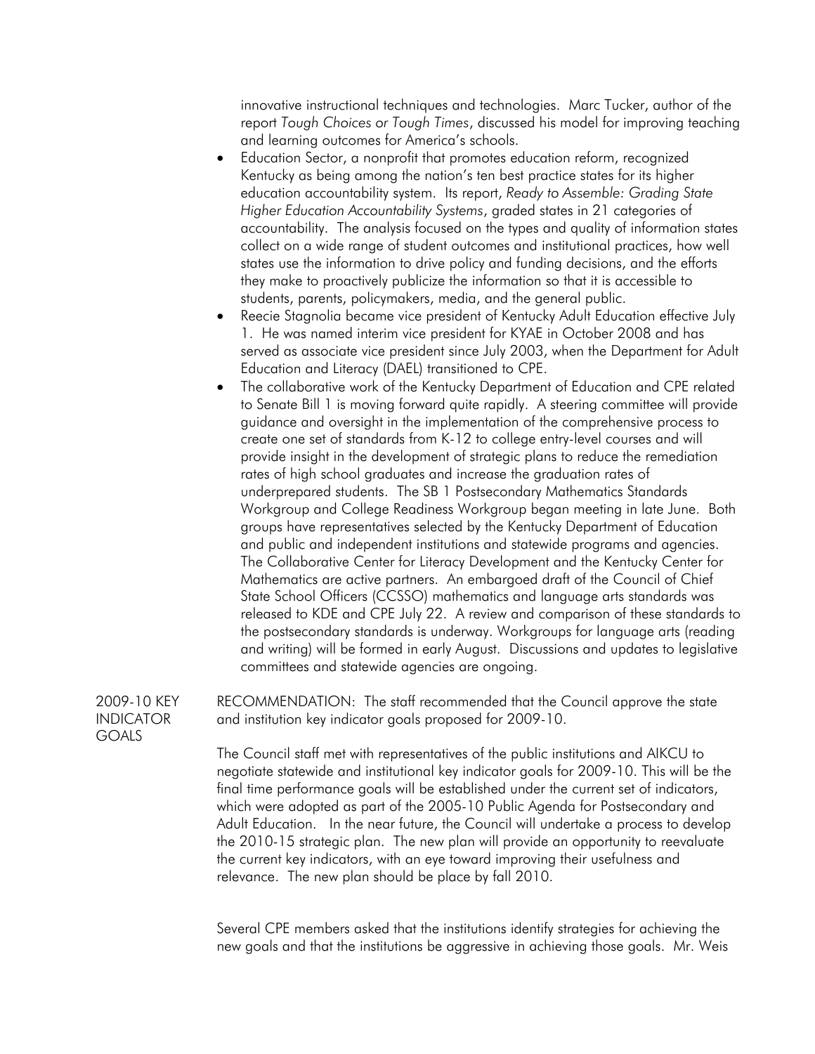innovative instructional techniques and technologies. Marc Tucker, author of the report *Tough Choices or Tough Times*, discussed his model for improving teaching and learning outcomes for America's schools.

- Education Sector, a nonprofit that promotes education reform, recognized Kentucky as being among the nation's ten best practice states for its higher education accountability system. Its report, *Ready to Assemble: Grading State Higher Education Accountability Systems*, graded states in 21 categories of accountability. The analysis focused on the types and quality of information states collect on a wide range of student outcomes and institutional practices, how well states use the information to drive policy and funding decisions, and the efforts they make to proactively publicize the information so that it is accessible to students, parents, policymakers, media, and the general public.
- Reecie Stagnolia became vice president of Kentucky Adult Education effective July 1. He was named interim vice president for KYAE in October 2008 and has served as associate vice president since July 2003, when the Department for Adult Education and Literacy (DAEL) transitioned to CPE.
- The collaborative work of the Kentucky Department of Education and CPE related to Senate Bill 1 is moving forward quite rapidly. A steering committee will provide guidance and oversight in the implementation of the comprehensive process to create one set of standards from K-12 to college entry-level courses and will provide insight in the development of strategic plans to reduce the remediation rates of high school graduates and increase the graduation rates of underprepared students. The SB 1 Postsecondary Mathematics Standards Workgroup and College Readiness Workgroup began meeting in late June. Both groups have representatives selected by the Kentucky Department of Education and public and independent institutions and statewide programs and agencies. The Collaborative Center for Literacy Development and the Kentucky Center for Mathematics are active partners. An embargoed draft of the Council of Chief State School Officers (CCSSO) mathematics and language arts standards was released to KDE and CPE July 22. A review and comparison of these standards to the postsecondary standards is underway. Workgroups for language arts (reading and writing) will be formed in early August. Discussions and updates to legislative committees and statewide agencies are ongoing.

**2009-10 KEY INDICATOR GOALS**

RECOMMENDATION: The staff recommended that the Council approve the state and institution key indicator goals proposed for 2009-10.

The Council staff met with representatives of the public institutions and AIKCU to negotiate statewide and institutional key indicator goals for 2009-10. This will be the final time performance goals will be established under the current set of indicators, which were adopted as part of the 2005-10 Public Agenda for Postsecondary and Adult Education. In the near future, the Council will undertake a process to develop the 2010-15 strategic plan. The new plan will provide an opportunity to reevaluate the current key indicators, with an eye toward improving their usefulness and relevance. The new plan should be place by fall 2010.

Several CPE members asked that the institutions identify strategies for achieving the new goals and that the institutions be aggressive in achieving those goals. Mr. Weis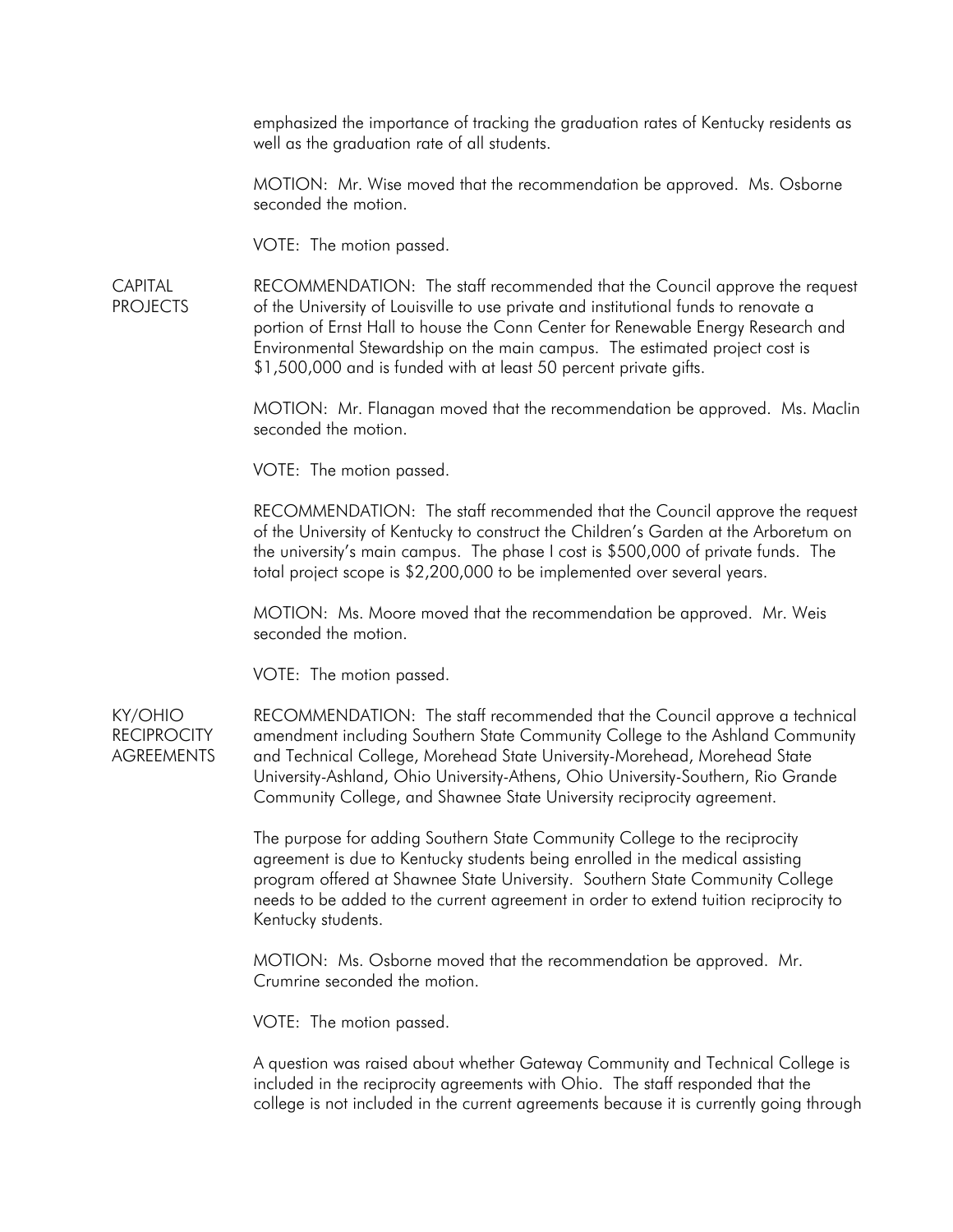emphasized the importance of tracking the graduation rates of Kentucky residents as well as the graduation rate of all students.

MOTION: Mr. Wise moved that the recommendation be approved. Ms. Osborne seconded the motion.

VOTE: The motion passed.

**CAPITAL PROJECTS**

RECOMMENDATION: The staff recommended that the Council approve the request of the University of Louisville to use private and institutional funds to renovate a portion of Ernst Hall to house the Conn Center for Renewable Energy Research and Environmental Stewardship on the main campus. The estimated project cost is $1,500,000 and is funded with at least 50 percent private gifts.

MOTION: Mr. Flanagan moved that the recommendation be approved. Ms. Maclin seconded the motion.

VOTE: The motion passed.

RECOMMENDATION: The staff recommended that the Council approve the request of the University of Kentucky to construct the Children's Garden at the Arboretum on the university's main campus. The phase I cost is $500,000 of private funds. The total project scope is $2,200,000 to be implemented over several years.

MOTION: Ms. Moore moved that the recommendation be approved. Mr. Weis seconded the motion.

VOTE: The motion passed.

**KY/OHIO RECIPROCITY AGREEMENTS**

RECOMMENDATION: The staff recommended that the Council approve a technical amendment including Southern State Community College to the Ashland Community and Technical College, Morehead State University-Morehead, Morehead State University-Ashland, Ohio University-Athens, Ohio University-Southern, Rio Grande Community College, and Shawnee State University reciprocity agreement.

The purpose for adding Southern State Community College to the reciprocity agreement is due to Kentucky students being enrolled in the medical assisting program offered at Shawnee State University. Southern State Community College needs to be added to the current agreement in order to extend tuition reciprocity to Kentucky students.

MOTION: Ms. Osborne moved that the recommendation be approved. Mr. Crumrine seconded the motion.

VOTE: The motion passed.

A question was raised about whether Gateway Community and Technical College is included in the reciprocity agreements with Ohio. The staff responded that the college is not included in the current agreements because it is currently going through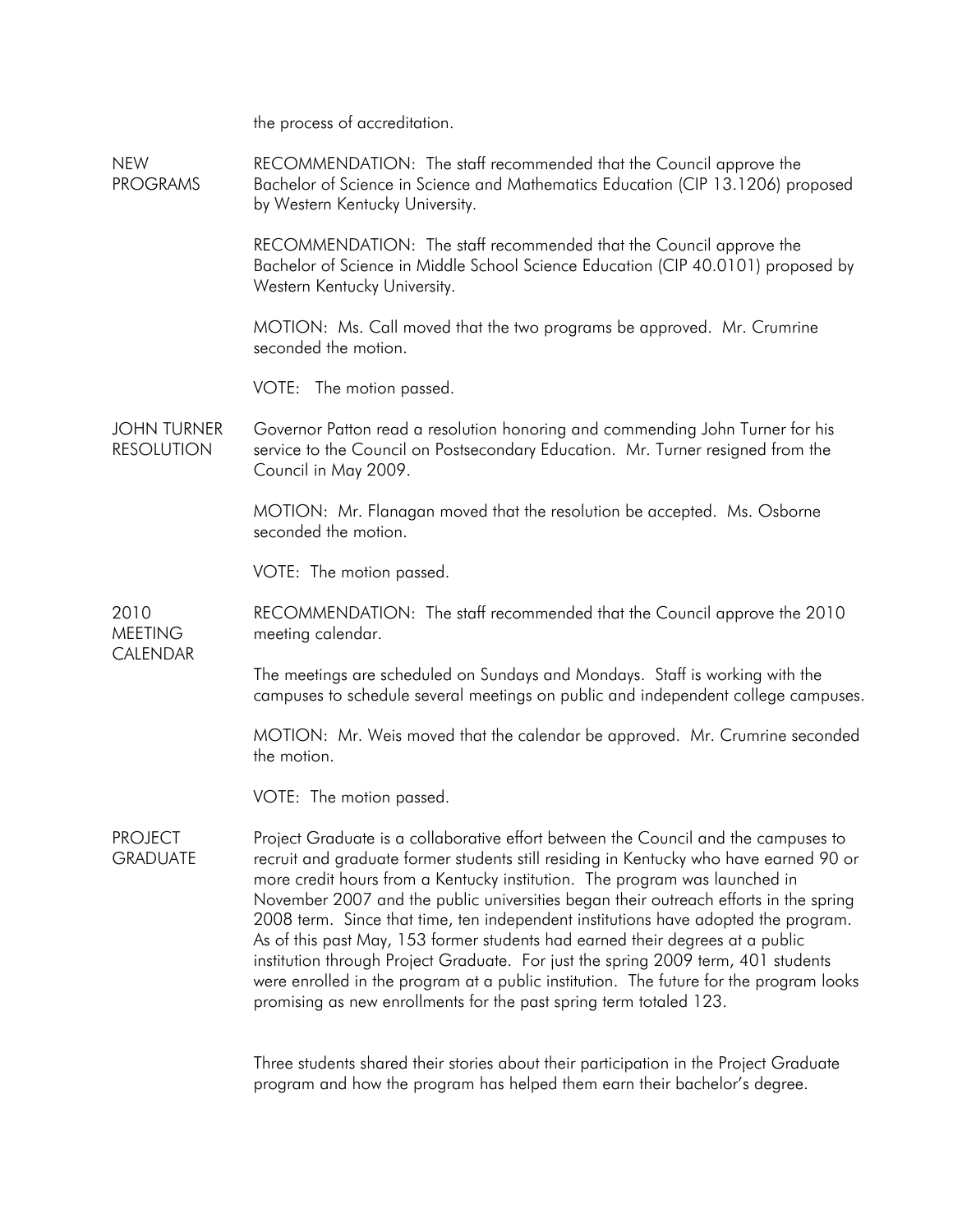the process of accreditation.

**NEW PROGRAMS**

RECOMMENDATION: The staff recommended that the Council approve the Bachelor of Science in Science and Mathematics Education (CIP 13.1206) proposed by Western Kentucky University.

RECOMMENDATION: The staff recommended that the Council approve the Bachelor of Science in Middle School Science Education (CIP 40.0101) proposed by Western Kentucky University.

MOTION: Ms. Call moved that the two programs be approved. Mr. Crumrine seconded the motion.

VOTE: The motion passed.

**JOHN TURNER RESOLUTION**

Governor Patton read a resolution honoring and commending John Turner for his service to the Council on Postsecondary Education. Mr. Turner resigned from the Council in May 2009.

MOTION: Mr. Flanagan moved that the resolution be accepted. Ms. Osborne seconded the motion.

VOTE: The motion passed.

**2010 MEETING CALENDAR**

RECOMMENDATION: The staff recommended that the Council approve the 2010 meeting calendar.

The meetings are scheduled on Sundays and Mondays. Staff is working with the campuses to schedule several meetings on public and independent college campuses.

MOTION: Mr. Weis moved that the calendar be approved. Mr. Crumrine seconded the motion.

VOTE: The motion passed.

**PROJECT GRADUATE**

Project Graduate is a collaborative effort between the Council and the campuses to recruit and graduate former students still residing in Kentucky who have earned 90 or more credit hours from a Kentucky institution. The program was launched in November 2007 and the public universities began their outreach efforts in the spring 2008 term. Since that time, ten independent institutions have adopted the program. As of this past May, 153 former students had earned their degrees at a public institution through Project Graduate. For just the spring 2009 term, 401 students were enrolled in the program at a public institution. The future for the program looks promising as new enrollments for the past spring term totaled 123.

Three students shared their stories about their participation in the Project Graduate program and how the program has helped them earn their bachelor's degree.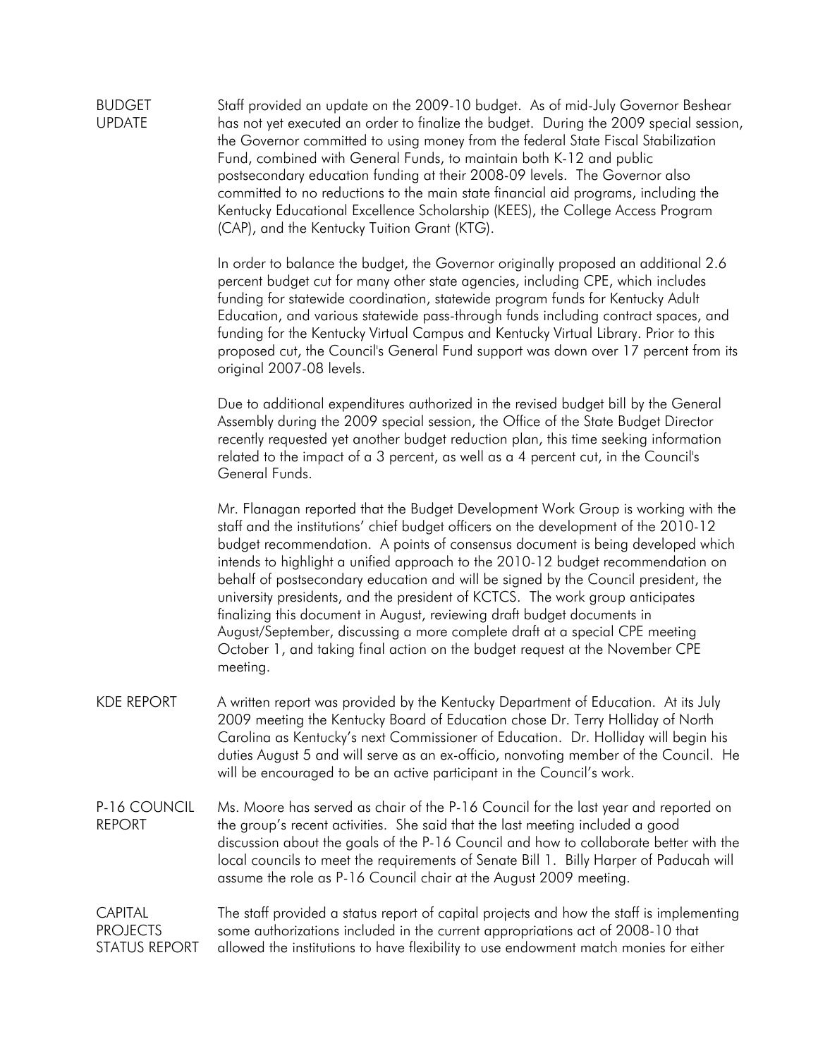**BUDGET UPDATE**

Staff provided an update on the 2009-10 budget. As of mid-July Governor Beshear has not yet executed an order to finalize the budget. During the 2009 special session, the Governor committed to using money from the federal State Fiscal Stabilization Fund, combined with General Funds, to maintain both K-12 and public postsecondary education funding at their 2008-09 levels. The Governor also committed to no reductions to the main state financial aid programs, including the Kentucky Educational Excellence Scholarship (KEES), the College Access Program (CAP), and the Kentucky Tuition Grant (KTG).

In order to balance the budget, the Governor originally proposed an additional 2.6 percent budget cut for many other state agencies, including CPE, which includes funding for statewide coordination, statewide program funds for Kentucky Adult Education, and various statewide pass-through funds including contract spaces, and funding for the Kentucky Virtual Campus and Kentucky Virtual Library. Prior to this proposed cut, the Council's General Fund support was down over 17 percent from its original 2007-08 levels.

Due to additional expenditures authorized in the revised budget bill by the General Assembly during the 2009 special session, the Office of the State Budget Director recently requested yet another budget reduction plan, this time seeking information related to the impact of a 3 percent, as well as a 4 percent cut, in the Council's General Funds.

Mr. Flanagan reported that the Budget Development Work Group is working with the staff and the institutions' chief budget officers on the development of the 2010-12 budget recommendation. A points of consensus document is being developed which intends to highlight a unified approach to the 2010-12 budget recommendation on behalf of postsecondary education and will be signed by the Council president, the university presidents, and the president of KCTCS. The work group anticipates finalizing this document in August, reviewing draft budget documents in August/September, discussing a more complete draft at a special CPE meeting October 1, and taking final action on the budget request at the November CPE meeting.

**KDE REPORT**

A written report was provided by the Kentucky Department of Education. At its July 2009 meeting the Kentucky Board of Education chose Dr. Terry Holliday of North Carolina as Kentucky's next Commissioner of Education. Dr. Holliday will begin his duties August 5 and will serve as an ex-officio, nonvoting member of the Council. He will be encouraged to be an active participant in the Council's work.

**P-16 COUNCIL REPORT**

Ms. Moore has served as chair of the P-16 Council for the last year and reported on the group's recent activities. She said that the last meeting included a good discussion about the goals of the P-16 Council and how to collaborate better with the local councils to meet the requirements of Senate Bill 1. Billy Harper of Paducah will assume the role as P-16 Council chair at the August 2009 meeting.

**CAPITAL PROJECTS STATUS REPORT**

The staff provided a status report of capital projects and how the staff is implementing some authorizations included in the current appropriations act of 2008-10 that allowed the institutions to have flexibility to use endowment match monies for either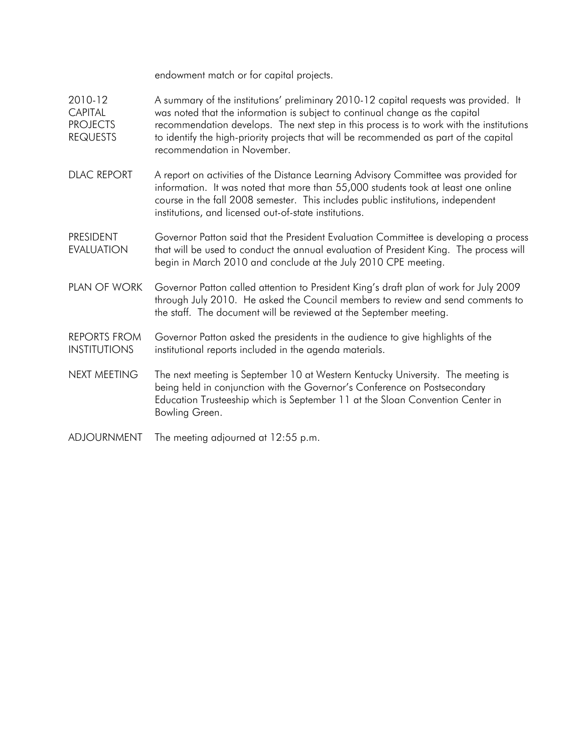endowment match or for capital projects.

**2010-12 CAPITAL PROJECTS REQUESTS**

A summary of the institutions' preliminary 2010-12 capital requests was provided. It was noted that the information is subject to continual change as the capital recommendation develops. The next step in this process is to work with the institutions to identify the high-priority projects that will be recommended as part of the capital recommendation in November.

**DLAC REPORT**

A report on activities of the Distance Learning Advisory Committee was provided for information. It was noted that more than 55,000 students took at least one online course in the fall 2008 semester. This includes public institutions, independent institutions, and licensed out-of-state institutions.

**PRESIDENT EVALUATION**

Governor Patton said that the President Evaluation Committee is developing a process that will be used to conduct the annual evaluation of President King. The process will begin in March 2010 and conclude at the July 2010 CPE meeting.

**PLAN OF WORK**

Governor Patton called attention to President King's draft plan of work for July 2009 through July 2010. He asked the Council members to review and send comments to the staff. The document will be reviewed at the September meeting.

**REPORTS FROM INSTITUTIONS**

Governor Patton asked the presidents in the audience to give highlights of the institutional reports included in the agenda materials.

**NEXT MEETING**

The next meeting is September 10 at Western Kentucky University. The meeting is being held in conjunction with the Governor's Conference on Postsecondary Education Trusteeship which is September 11 at the Sloan Convention Center in Bowling Green.

**ADJOURNMENT**

The meeting adjourned at 12:55 p.m.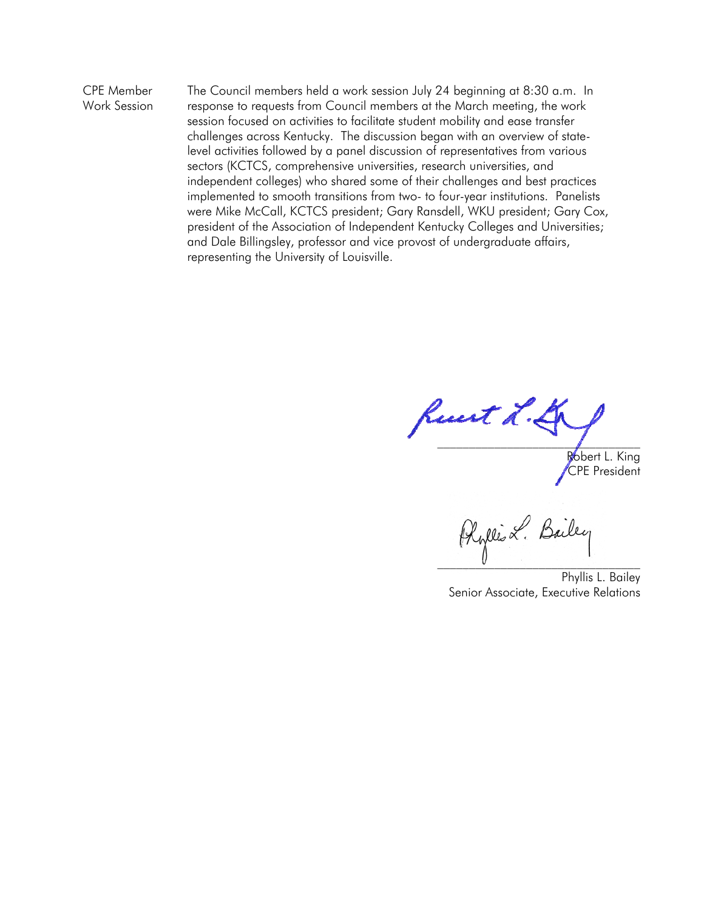**CPE Member Work Session**

The Council members held a work session July 24 beginning at 8:30 a.m. In response to requests from Council members at the March meeting, the work session focused on activities to facilitate student mobility and ease transfer challenges across Kentucky. The discussion began with an overview of state-level activities followed by a panel discussion of representatives from various sectors (KCTCS, comprehensive universities, research universities, and independent colleges) who shared some of their challenges and best practices implemented to smooth transitions from two- to four-year institutions. Panelists were Mike McCall, KCTCS president; Gary Ransdell, WKU president; Gary Cox, president of the Association of Independent Kentucky Colleges and Universities; and Dale Billingsley, professor and vice provost of undergraduate affairs, representing the University of Louisville.

\_\_\_\_\_\_\_\_\_\_\_\_\_\_\_\_\_\_\_\_\_\_\_\_\_\_\_\_
Robert L. King
CPE President

\_\_\_\_\_\_\_\_\_\_\_\_\_\_\_\_\_\_\_\_\_\_\_\_\_\_\_\_
Phyllis L. Bailey
Senior Associate, Executive Relations